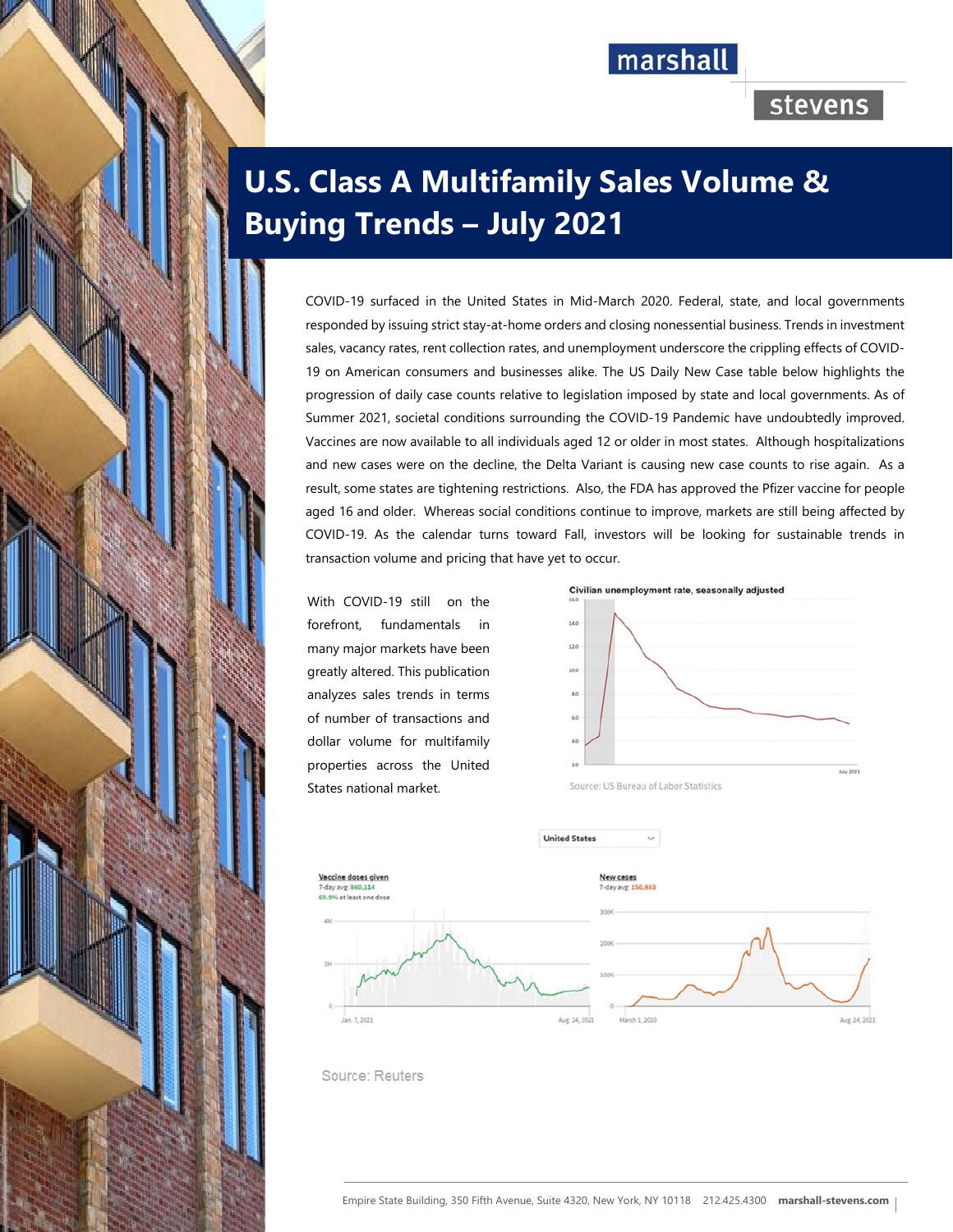# U.S. Class A Multifamily Sales Volume & Buying Trends – July 2021

COVID-19 surfaced in the United States in Mid-March 2020. Federal, state, and local governments responded by issuing strict stay-at-home orders and closing nonessential business. Trends in investment sales, vacancy rates, rent collection rates, and unemployment underscore the crippling effects of COVID-19 on American consumers and businesses alike. The US Daily New Case table below highlights the progression of daily case counts relative to legislation imposed by state and local governments. As of Summer 2021, societal conditions surrounding the COVID-19 Pandemic have undoubtedly improved. Vaccines are now available to all individuals aged 12 or older in most states. Although hospitalizations and new cases were on the decline, the Delta Variant is causing new case counts to rise again. As a result, some states are tightening restrictions. Also, the FDA has approved the Pfizer vaccine for people aged 16 and older. Whereas social conditions continue to improve, markets are still being affected by COVID-19. As the calendar turns toward Fall, investors will be looking for sustainable trends in transaction volume and pricing that have yet to occur.

With COVID-19 still on the forefront, fundamentals in many major markets have been greatly altered. This publication analyzes sales trends in terms of number of transactions and dollar volume for multifamily properties across the United States national market.

Civilian unemployment rate, seasonally adjusted

Source: US Bureau of Labor Statistics

United States

Vaccine doses given
7-day avg: 860,114
60.9% at least one dose

New cases
7-day avg: 150,883

Source: Reuters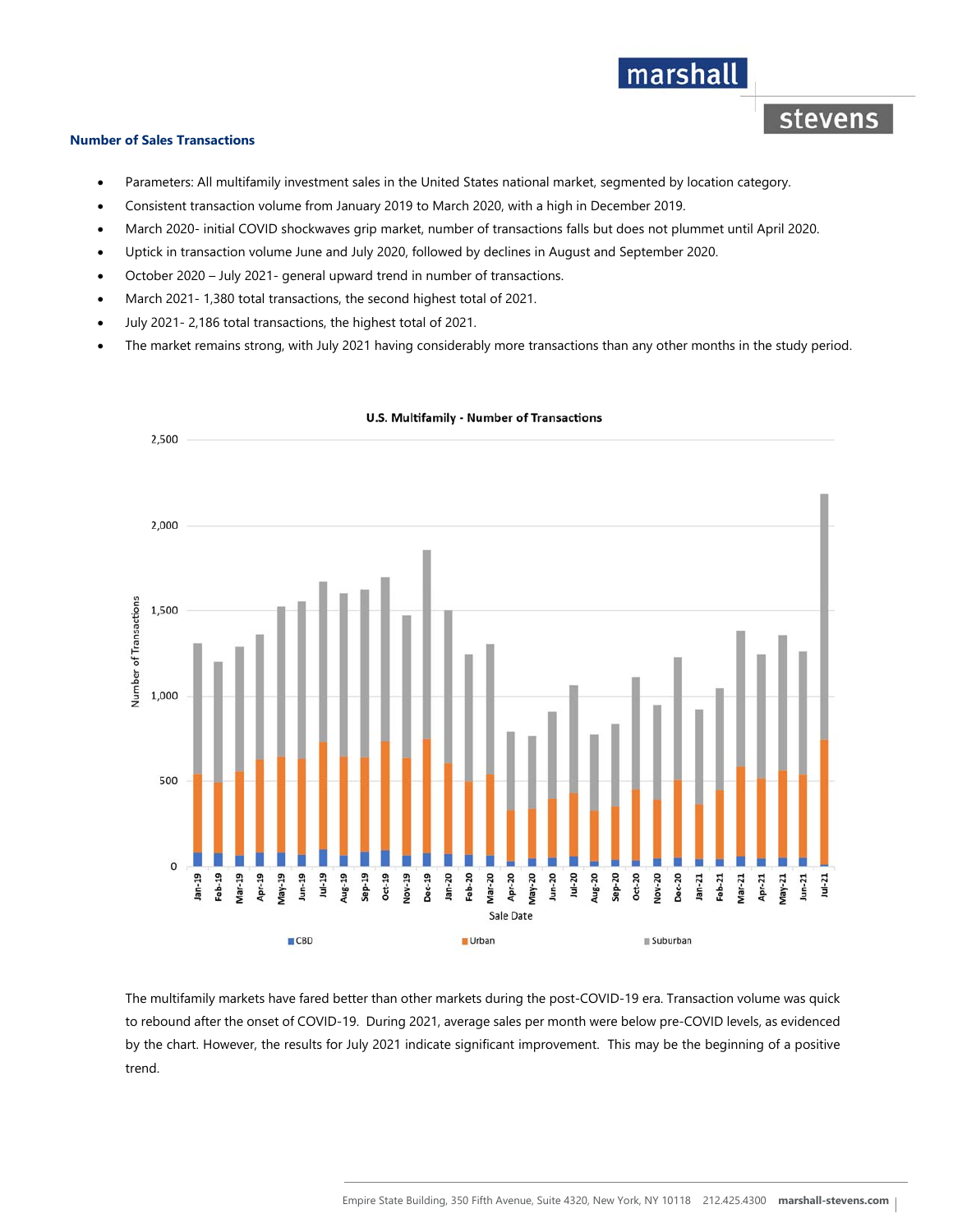**Number of Sales Transactions**

- Parameters: All multifamily investment sales in the United States national market, segmented by location category.
- Consistent transaction volume from January 2019 to March 2020, with a high in December 2019.
- March 2020- initial COVID shockwaves grip market, number of transactions falls but does not plummet until April 2020.
- Uptick in transaction volume June and July 2020, followed by declines in August and September 2020.
- October 2020 – July 2021- general upward trend in number of transactions.
- March 2021- 1,380 total transactions, the second highest total of 2021.
- July 2021- 2,186 total transactions, the highest total of 2021.
- The market remains strong, with July 2021 having considerably more transactions than any other months in the study period.

The multifamily markets have fared better than other markets during the post-COVID-19 era. Transaction volume was quick to rebound after the onset of COVID-19. During 2021, average sales per month were below pre-COVID levels, as evidenced by the chart. However, the results for July 2021 indicate significant improvement. This may be the beginning of a positive trend.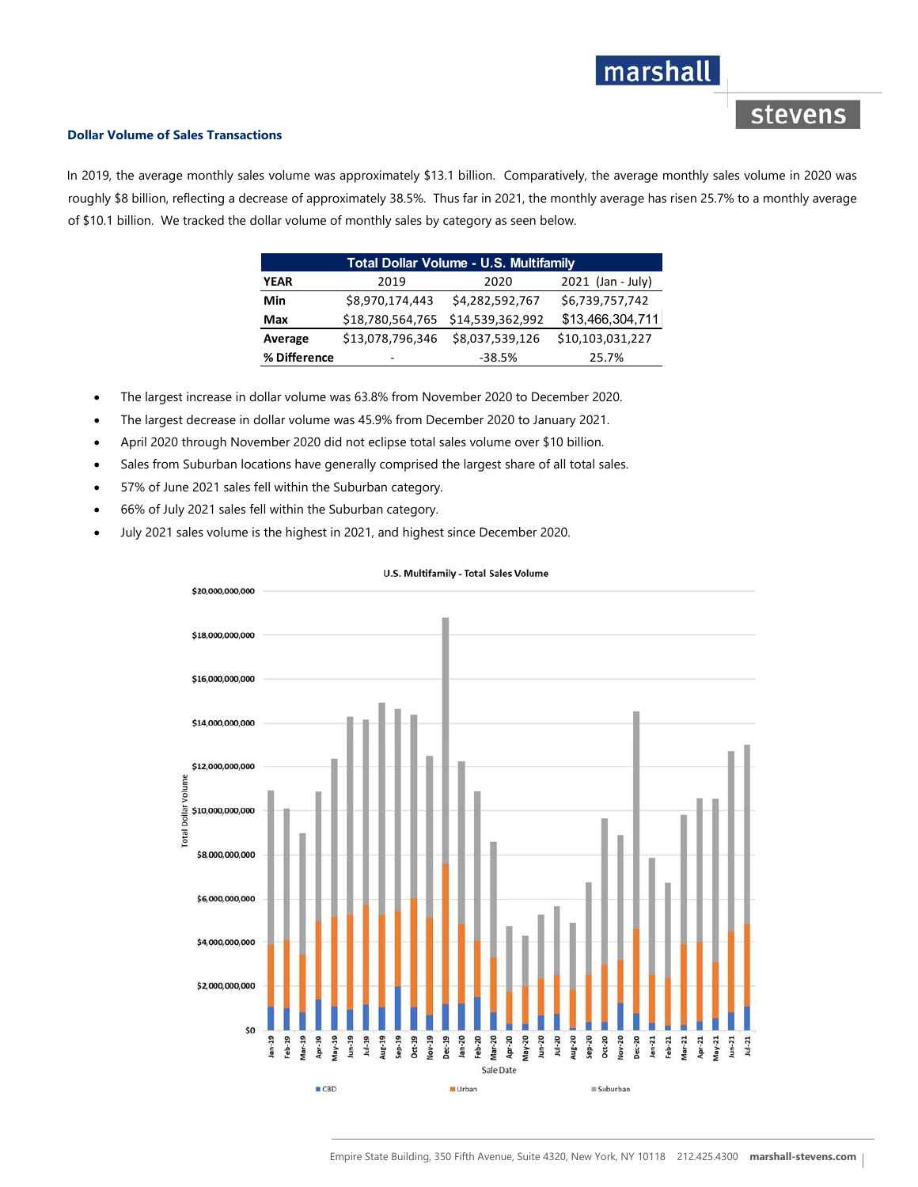## Dollar Volume of Sales Transactions

In 2019, the average monthly sales volume was approximately $13.1 billion. Comparatively, the average monthly sales volume in 2020 was roughly $8 billion, reflecting a decrease of approximately 38.5%. Thus far in 2021, the monthly average has risen 25.7% to a monthly average of $10.1 billion. We tracked the dollar volume of monthly sales by category as seen below.

| Total Dollar Volume - U.S. Multifamily | | | |
|---|---|---|---|
| **YEAR** | 2019 | 2020 | 2021 (Jan - July) |
| **Min** | $8,970,174,443 | $4,282,592,767 | $6,739,757,742 |
| **Max** | $18,780,564,765 | $14,539,362,992 | $13,466,304,711 |
| **Average** | $13,078,796,346 | $8,037,539,126 | $10,103,031,227 |
| **% Difference** | - | -38.5% | 25.7% |

- The largest increase in dollar volume was 63.8% from November 2020 to December 2020.
- The largest decrease in dollar volume was 45.9% from December 2020 to January 2021.
- April 2020 through November 2020 did not eclipse total sales volume over $10 billion.
- Sales from Suburban locations have generally comprised the largest share of all total sales.
- 57% of June 2021 sales fell within the Suburban category.
- 66% of July 2021 sales fell within the Suburban category.
- July 2021 sales volume is the highest in 2021, and highest since December 2020.

U.S. Multifamily - Total Sales Volume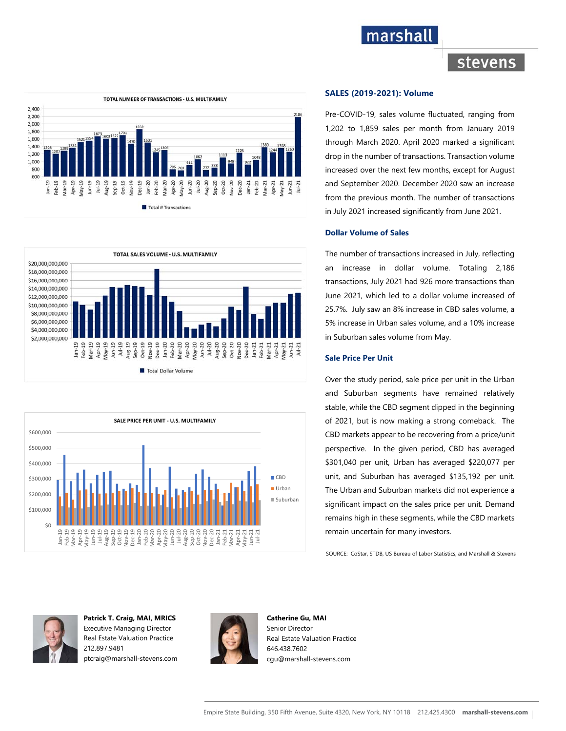marshall stevens

TOTAL NUMBER OF TRANSACTIONS - U.S. MULTIFAMILY

2,400
2,200
2,000
1,800
1,600
1,400
1,200
1,000
800
600

1308 1207 1288 1361 1521 1554 1673 1603 1622 1701 1470 1859 1501 1245 1303 795 769 911 1062 777 838 1113 948 1225 922 1048 1380 1244 1358 1260 2186

Jan-19 Feb-19 Mar-19 Apr-19 May-19 Jun-19 Jul-19 Aug-19 Sep-19 Oct-19 Nov-19 Dec-19 Jan-20 Feb-20 Mar-20 Apr-20 May-20 Jun-20 Jul-20 Aug-20 Sep-20 Oct-20 Nov-20 Dec-20 Jan-21 Feb-21 Mar-21 Apr-21 May-21 Jun-21 Jul-21

Total # Transactions

TOTAL SALES VOLUME - U.S. MULTIFAMILY

$20,000,000,000
$18,000,000,000
$16,000,000,000
$14,000,000,000
$12,000,000,000
$10,000,000,000
$8,000,000,000
$6,000,000,000
$4,000,000,000
$2,000,000,000

Jan-19 Feb-19 Mar-19 Apr-19 May-19 Jun-19 Jul-19 Aug-19 Sep-19 Oct-19 Nov-19 Dec-19 Jan-20 Feb-20 Mar-20 Apr-20 May-20 Jun-20 Jul-20 Aug-20 Sep-20 Oct-20 Nov-20 Dec-20 Jan-21 Feb-21 Mar-21 Apr-21 May-21 Jun-21 Jul-21

Total Dollar Volume

SALE PRICE PER UNIT - U.S. MULTIFAMILY

$600,000
$500,000
$400,000
$300,000
$200,000
$100,000
$0

Jan-19 Feb-19 Mar-19 Apr-19 May-19 Jun-19 Jul-19 Aug-19 Sep-19 Oct-19 Nov-19 Dec-19 Jan-20 Feb-20 Mar-20 Apr-20 May-20 Jun-20 Jul-20 Aug-20 Sep-20 Oct-20 Nov-20 Dec-20 Jan-21 Feb-21 Mar-21 Apr-21 May-21 Jun-21 Jul-21

CBD
Urban
Suburban

### SALES (2019-2021): Volume

Pre-COVID-19, sales volume fluctuated, ranging from 1,202 to 1,859 sales per month from January 2019 through March 2020. April 2020 marked a significant drop in the number of transactions. Transaction volume increased over the next few months, except for August and September 2020. December 2020 saw an increase from the previous month. The number of transactions in July 2021 increased significantly from June 2021.

### Dollar Volume of Sales

The number of transactions increased in July, reflecting an increase in dollar volume. Totaling 2,186 transactions, July 2021 had 926 more transactions than June 2021, which led to a dollar volume increased of 25.7%. July saw an 8% increase in CBD sales volume, a 5% increase in Urban sales volume, and a 10% increase in Suburban sales volume from May.

### Sale Price Per Unit

Over the study period, sale price per unit in the Urban and Suburban segments have remained relatively stable, while the CBD segment dipped in the beginning of 2021, but is now making a strong comeback. The CBD markets appear to be recovering from a price/unit perspective. In the given period, CBD has averaged $301,040 per unit, Urban has averaged $220,077 per unit, and Suburban has averaged $135,192 per unit. The Urban and Suburban markets did not experience a significant impact on the sales price per unit. Demand remains high in these segments, while the CBD markets remain uncertain for many investors.

SOURCE: CoStar, STDB, US Bureau of Labor Statistics, and Marshall & Stevens

**Patrick T. Craig, MAI, MRICS**
Executive Managing Director
Real Estate Valuation Practice
212.897.9481
ptcraig@marshall-stevens.com

**Catherine Gu, MAI**
Senior Director
Real Estate Valuation Practice
646.438.7602
cgu@marshall-stevens.com

Empire State Building, 350 Fifth Avenue, Suite 4320, New York, NY 10118 212.425.4300 **marshall-stevens.com**